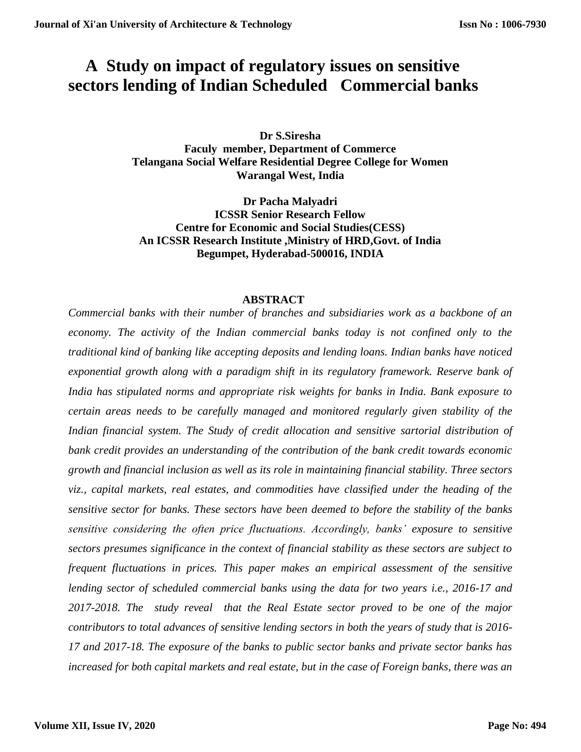# A Study on impact of regulatory issues on sensitive sectors lending of Indian Scheduled Commercial banks

**Dr S.Siresha**
**Faculy member, Department of Commerce**
**Telangana Social Welfare Residential Degree College for Women**
**Warangal West, India**

**Dr Pacha Malyadri**
**ICSSR Senior Research Fellow**
**Centre for Economic and Social Studies(CESS)**
**An ICSSR Research Institute ,Ministry of HRD,Govt. of India**
**Begumpet, Hyderabad-500016, INDIA**

## ABSTRACT

*Commercial banks with their number of branches and subsidiaries work as a backbone of an economy. The activity of the Indian commercial banks today is not confined only to the traditional kind of banking like accepting deposits and lending loans. Indian banks have noticed exponential growth along with a paradigm shift in its regulatory framework. Reserve bank of India has stipulated norms and appropriate risk weights for banks in India. Bank exposure to certain areas needs to be carefully managed and monitored regularly given stability of the Indian financial system. The Study of credit allocation and sensitive sartorial distribution of bank credit provides an understanding of the contribution of the bank credit towards economic growth and financial inclusion as well as its role in maintaining financial stability. Three sectors viz., capital markets, real estates, and commodities have classified under the heading of the sensitive sector for banks. These sectors have been deemed to before the stability of the banks sensitive considering the often price fluctuations. Accordingly, banks' exposure to sensitive sectors presumes significance in the context of financial stability as these sectors are subject to frequent fluctuations in prices. This paper makes an empirical assessment of the sensitive lending sector of scheduled commercial banks using the data for two years i.e., 2016-17 and 2017-2018. The study reveal that the Real Estate sector proved to be one of the major contributors to total advances of sensitive lending sectors in both the years of study that is 2016-17 and 2017-18. The exposure of the banks to public sector banks and private sector banks has increased for both capital markets and real estate, but in the case of Foreign banks, there was an*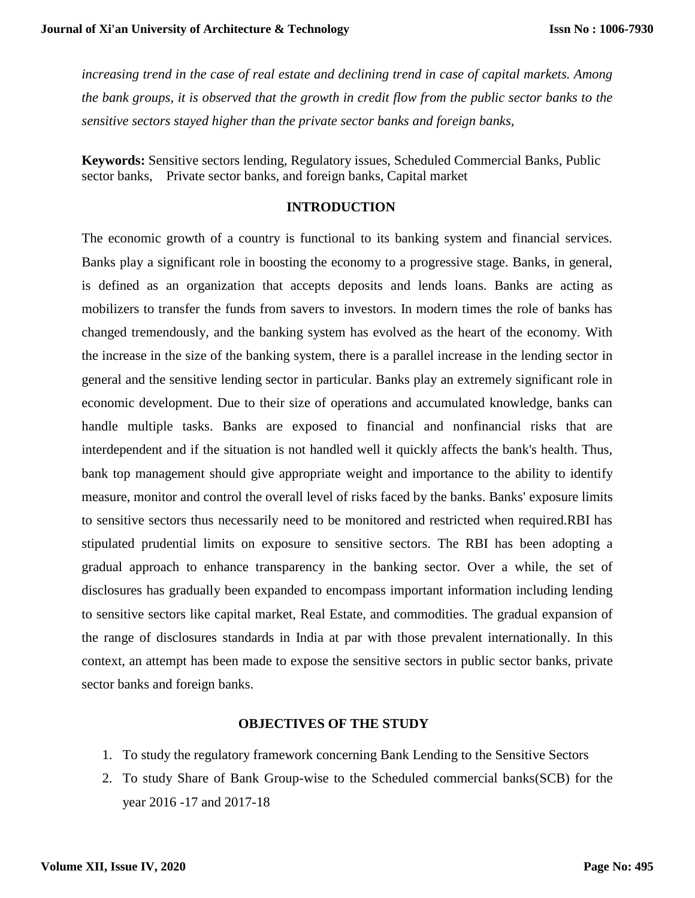*increasing trend in the case of real estate and declining trend in case of capital markets. Among the bank groups, it is observed that the growth in credit flow from the public sector banks to the sensitive sectors stayed higher than the private sector banks and foreign banks,*

**Keywords:** Sensitive sectors lending, Regulatory issues, Scheduled Commercial Banks, Public sector banks, Private sector banks, and foreign banks, Capital market

## INTRODUCTION

The economic growth of a country is functional to its banking system and financial services. Banks play a significant role in boosting the economy to a progressive stage. Banks, in general, is defined as an organization that accepts deposits and lends loans. Banks are acting as mobilizers to transfer the funds from savers to investors. In modern times the role of banks has changed tremendously, and the banking system has evolved as the heart of the economy. With the increase in the size of the banking system, there is a parallel increase in the lending sector in general and the sensitive lending sector in particular. Banks play an extremely significant role in economic development. Due to their size of operations and accumulated knowledge, banks can handle multiple tasks. Banks are exposed to financial and nonfinancial risks that are interdependent and if the situation is not handled well it quickly affects the bank's health. Thus, bank top management should give appropriate weight and importance to the ability to identify measure, monitor and control the overall level of risks faced by the banks. Banks' exposure limits to sensitive sectors thus necessarily need to be monitored and restricted when required.RBI has stipulated prudential limits on exposure to sensitive sectors. The RBI has been adopting a gradual approach to enhance transparency in the banking sector. Over a while, the set of disclosures has gradually been expanded to encompass important information including lending to sensitive sectors like capital market, Real Estate, and commodities. The gradual expansion of the range of disclosures standards in India at par with those prevalent internationally. In this context, an attempt has been made to expose the sensitive sectors in public sector banks, private sector banks and foreign banks.

## OBJECTIVES OF THE STUDY

1. To study the regulatory framework concerning Bank Lending to the Sensitive Sectors
2. To study Share of Bank Group-wise to the Scheduled commercial banks(SCB) for the year 2016 -17 and 2017-18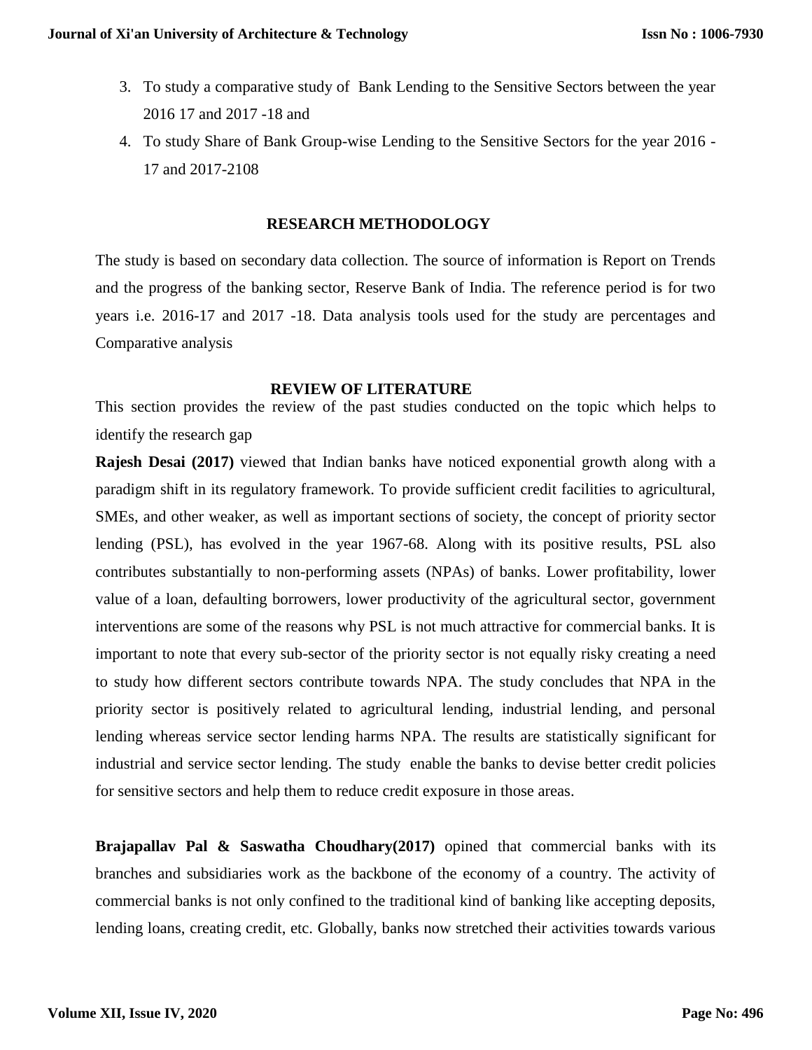3. To study a comparative study of Bank Lending to the Sensitive Sectors between the year 2016 17 and 2017 -18 and
4. To study Share of Bank Group-wise Lending to the Sensitive Sectors for the year 2016 - 17 and 2017-2108

## RESEARCH METHODOLOGY

The study is based on secondary data collection. The source of information is Report on Trends and the progress of the banking sector, Reserve Bank of India. The reference period is for two years i.e. 2016-17 and 2017 -18. Data analysis tools used for the study are percentages and Comparative analysis

## REVIEW OF LITERATURE

This section provides the review of the past studies conducted on the topic which helps to identify the research gap

**Rajesh Desai (2017)** viewed that Indian banks have noticed exponential growth along with a paradigm shift in its regulatory framework. To provide sufficient credit facilities to agricultural, SMEs, and other weaker, as well as important sections of society, the concept of priority sector lending (PSL), has evolved in the year 1967-68. Along with its positive results, PSL also contributes substantially to non-performing assets (NPAs) of banks. Lower profitability, lower value of a loan, defaulting borrowers, lower productivity of the agricultural sector, government interventions are some of the reasons why PSL is not much attractive for commercial banks. It is important to note that every sub-sector of the priority sector is not equally risky creating a need to study how different sectors contribute towards NPA. The study concludes that NPA in the priority sector is positively related to agricultural lending, industrial lending, and personal lending whereas service sector lending harms NPA. The results are statistically significant for industrial and service sector lending. The study enable the banks to devise better credit policies for sensitive sectors and help them to reduce credit exposure in those areas.

**Brajapallav Pal & Saswatha Choudhary(2017)** opined that commercial banks with its branches and subsidiaries work as the backbone of the economy of a country. The activity of commercial banks is not only confined to the traditional kind of banking like accepting deposits, lending loans, creating credit, etc. Globally, banks now stretched their activities towards various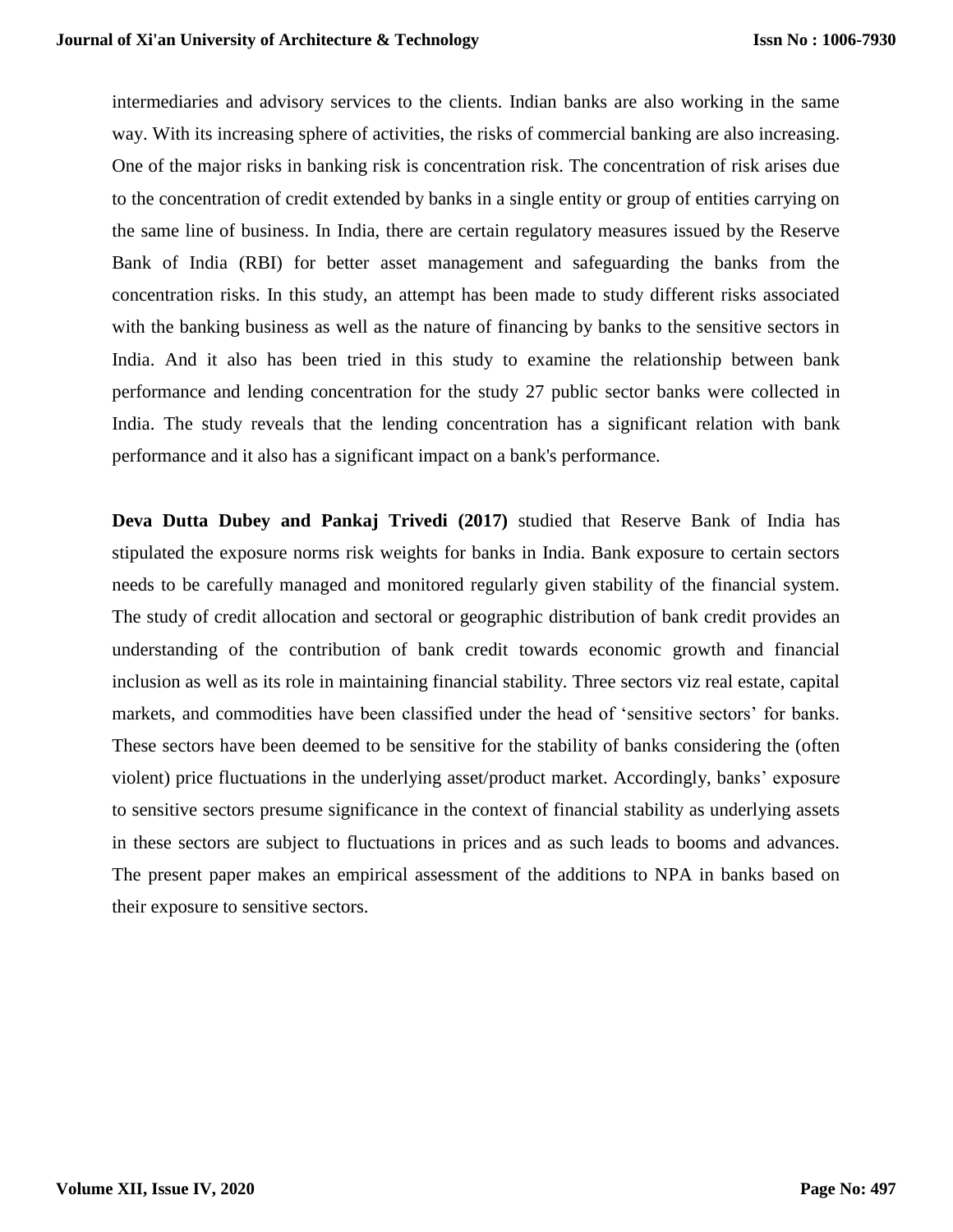intermediaries and advisory services to the clients. Indian banks are also working in the same way. With its increasing sphere of activities, the risks of commercial banking are also increasing. One of the major risks in banking risk is concentration risk. The concentration of risk arises due to the concentration of credit extended by banks in a single entity or group of entities carrying on the same line of business. In India, there are certain regulatory measures issued by the Reserve Bank of India (RBI) for better asset management and safeguarding the banks from the concentration risks. In this study, an attempt has been made to study different risks associated with the banking business as well as the nature of financing by banks to the sensitive sectors in India. And it also has been tried in this study to examine the relationship between bank performance and lending concentration for the study 27 public sector banks were collected in India. The study reveals that the lending concentration has a significant relation with bank performance and it also has a significant impact on a bank's performance.

**Deva Dutta Dubey and Pankaj Trivedi (2017)** studied that Reserve Bank of India has stipulated the exposure norms risk weights for banks in India. Bank exposure to certain sectors needs to be carefully managed and monitored regularly given stability of the financial system. The study of credit allocation and sectoral or geographic distribution of bank credit provides an understanding of the contribution of bank credit towards economic growth and financial inclusion as well as its role in maintaining financial stability. Three sectors viz real estate, capital markets, and commodities have been classified under the head of 'sensitive sectors' for banks. These sectors have been deemed to be sensitive for the stability of banks considering the (often violent) price fluctuations in the underlying asset/product market. Accordingly, banks' exposure to sensitive sectors presume significance in the context of financial stability as underlying assets in these sectors are subject to fluctuations in prices and as such leads to booms and advances. The present paper makes an empirical assessment of the additions to NPA in banks based on their exposure to sensitive sectors.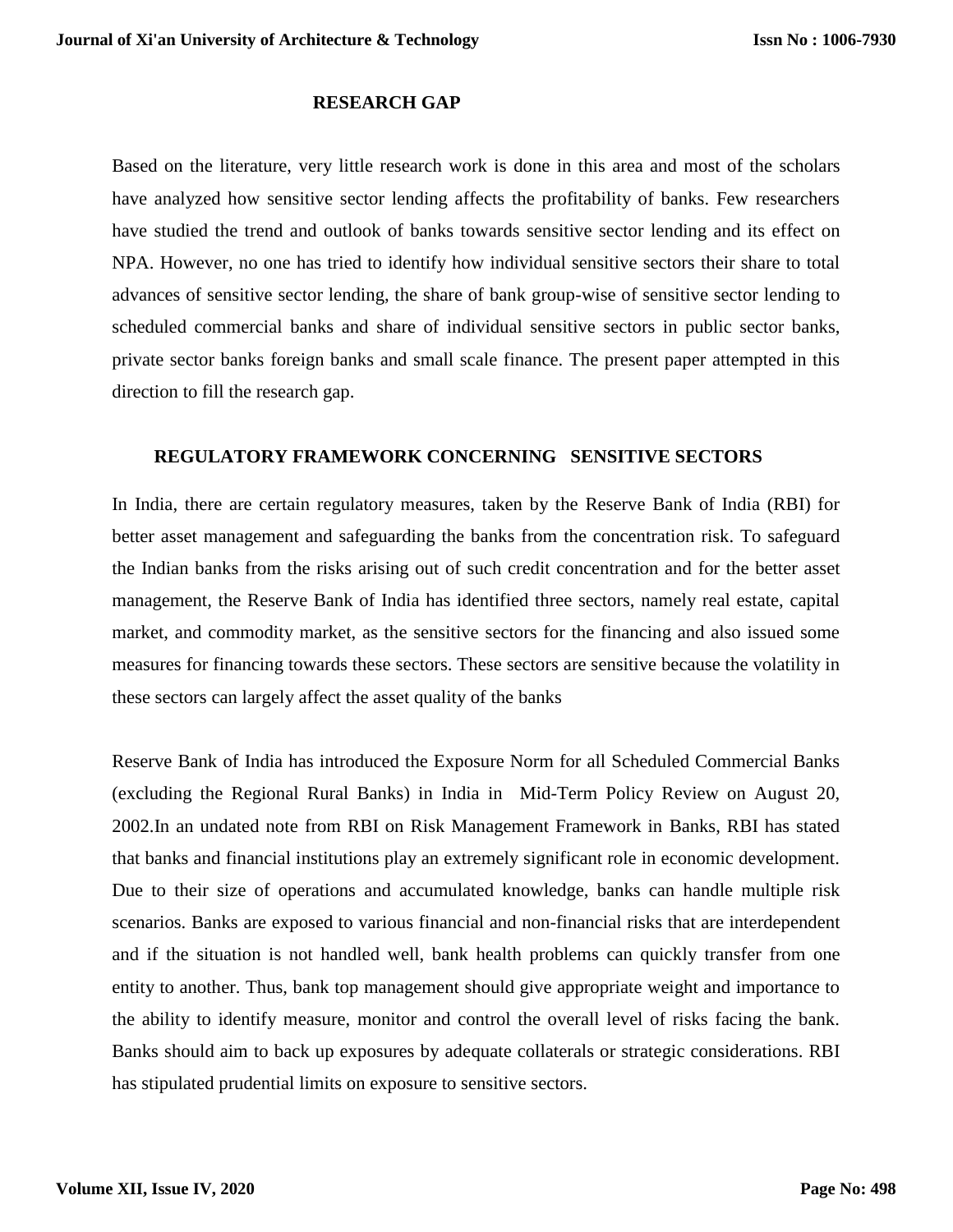## RESEARCH GAP

Based on the literature, very little research work is done in this area and most of the scholars have analyzed how sensitive sector lending affects the profitability of banks. Few researchers have studied the trend and outlook of banks towards sensitive sector lending and its effect on NPA. However, no one has tried to identify how individual sensitive sectors their share to total advances of sensitive sector lending, the share of bank group-wise of sensitive sector lending to scheduled commercial banks and share of individual sensitive sectors in public sector banks, private sector banks foreign banks and small scale finance. The present paper attempted in this direction to fill the research gap.

## REGULATORY FRAMEWORK CONCERNING SENSITIVE SECTORS

In India, there are certain regulatory measures, taken by the Reserve Bank of India (RBI) for better asset management and safeguarding the banks from the concentration risk. To safeguard the Indian banks from the risks arising out of such credit concentration and for the better asset management, the Reserve Bank of India has identified three sectors, namely real estate, capital market, and commodity market, as the sensitive sectors for the financing and also issued some measures for financing towards these sectors. These sectors are sensitive because the volatility in these sectors can largely affect the asset quality of the banks

Reserve Bank of India has introduced the Exposure Norm for all Scheduled Commercial Banks (excluding the Regional Rural Banks) in India in Mid-Term Policy Review on August 20, 2002.In an undated note from RBI on Risk Management Framework in Banks, RBI has stated that banks and financial institutions play an extremely significant role in economic development. Due to their size of operations and accumulated knowledge, banks can handle multiple risk scenarios. Banks are exposed to various financial and non-financial risks that are interdependent and if the situation is not handled well, bank health problems can quickly transfer from one entity to another. Thus, bank top management should give appropriate weight and importance to the ability to identify measure, monitor and control the overall level of risks facing the bank. Banks should aim to back up exposures by adequate collaterals or strategic considerations. RBI has stipulated prudential limits on exposure to sensitive sectors.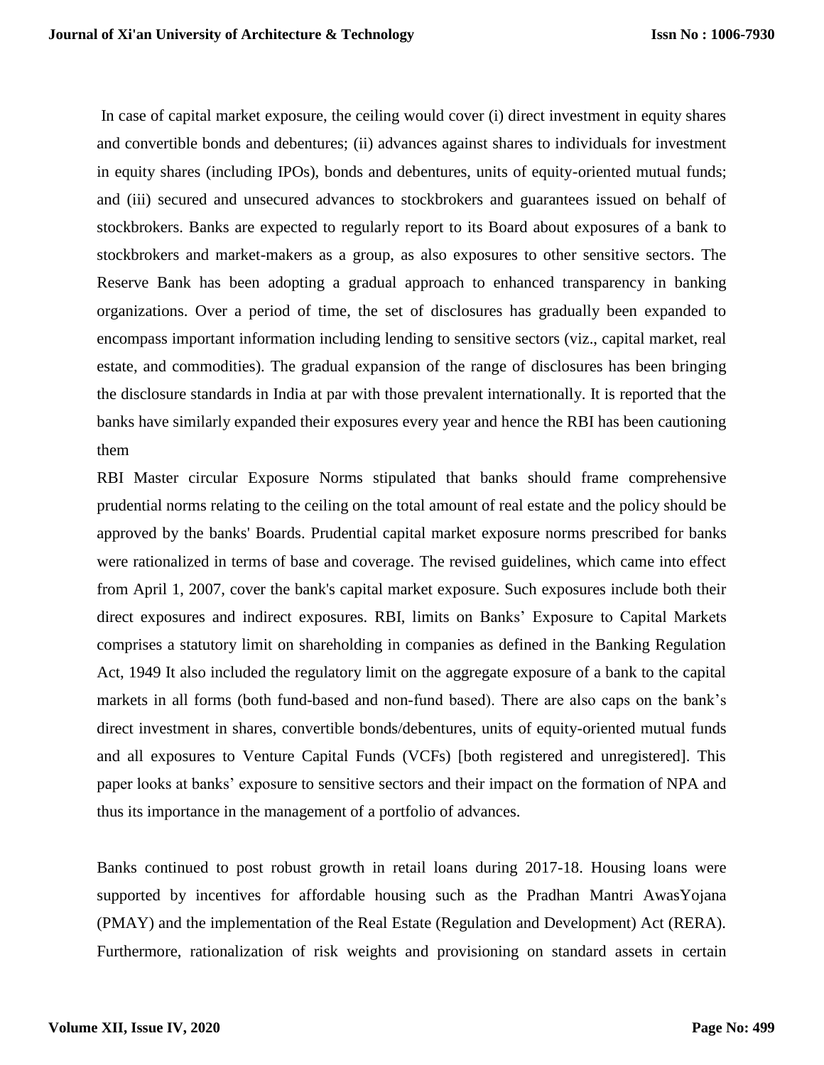In case of capital market exposure, the ceiling would cover (i) direct investment in equity shares and convertible bonds and debentures; (ii) advances against shares to individuals for investment in equity shares (including IPOs), bonds and debentures, units of equity-oriented mutual funds; and (iii) secured and unsecured advances to stockbrokers and guarantees issued on behalf of stockbrokers. Banks are expected to regularly report to its Board about exposures of a bank to stockbrokers and market-makers as a group, as also exposures to other sensitive sectors. The Reserve Bank has been adopting a gradual approach to enhanced transparency in banking organizations. Over a period of time, the set of disclosures has gradually been expanded to encompass important information including lending to sensitive sectors (viz., capital market, real estate, and commodities). The gradual expansion of the range of disclosures has been bringing the disclosure standards in India at par with those prevalent internationally. It is reported that the banks have similarly expanded their exposures every year and hence the RBI has been cautioning them

RBI Master circular Exposure Norms stipulated that banks should frame comprehensive prudential norms relating to the ceiling on the total amount of real estate and the policy should be approved by the banks' Boards. Prudential capital market exposure norms prescribed for banks were rationalized in terms of base and coverage. The revised guidelines, which came into effect from April 1, 2007, cover the bank's capital market exposure. Such exposures include both their direct exposures and indirect exposures. RBI, limits on Banks' Exposure to Capital Markets comprises a statutory limit on shareholding in companies as defined in the Banking Regulation Act, 1949 It also included the regulatory limit on the aggregate exposure of a bank to the capital markets in all forms (both fund-based and non-fund based). There are also caps on the bank's direct investment in shares, convertible bonds/debentures, units of equity-oriented mutual funds and all exposures to Venture Capital Funds (VCFs) [both registered and unregistered]. This paper looks at banks' exposure to sensitive sectors and their impact on the formation of NPA and thus its importance in the management of a portfolio of advances.

Banks continued to post robust growth in retail loans during 2017-18. Housing loans were supported by incentives for affordable housing such as the Pradhan Mantri AwasYojana (PMAY) and the implementation of the Real Estate (Regulation and Development) Act (RERA). Furthermore, rationalization of risk weights and provisioning on standard assets in certain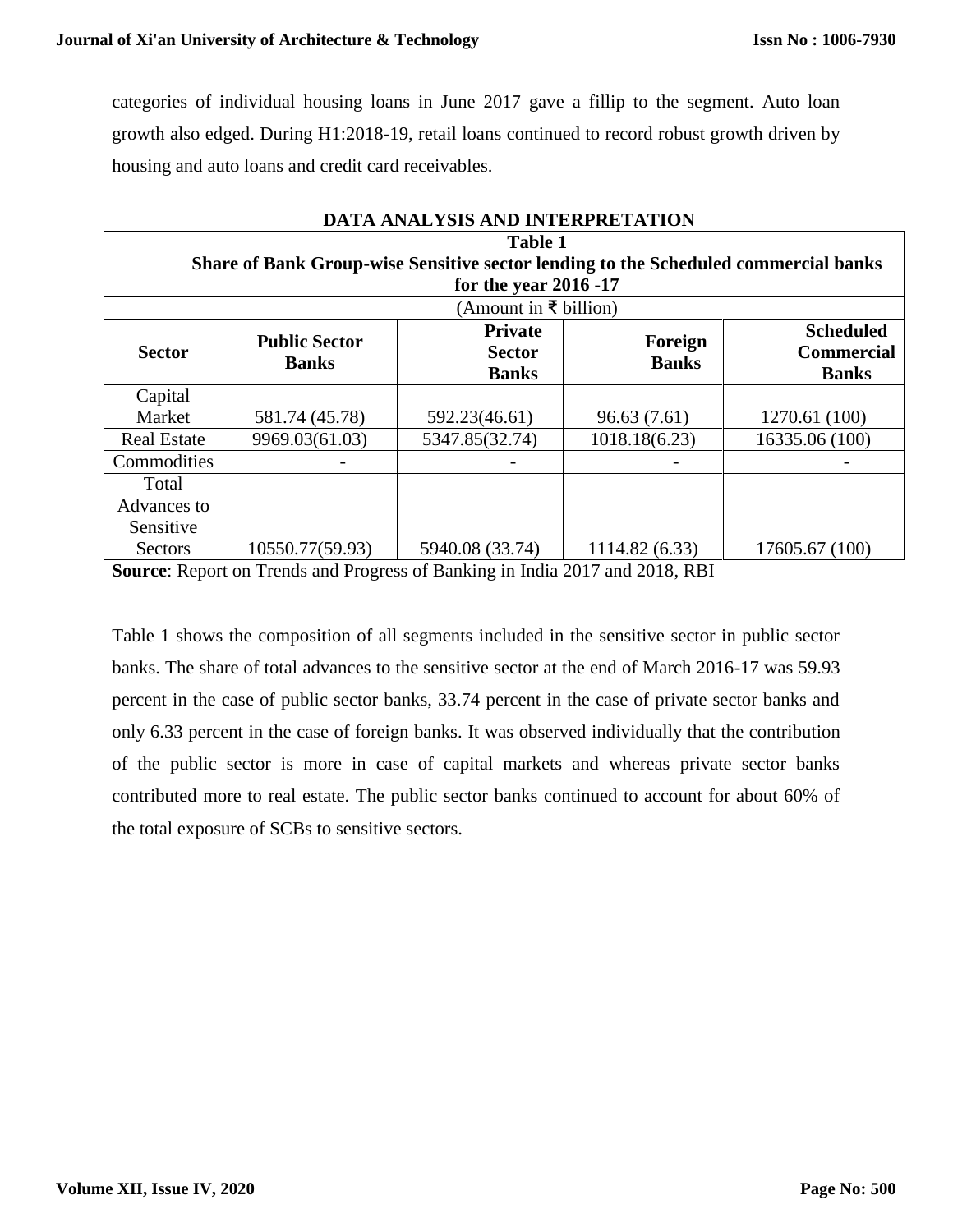categories of individual housing loans in June 2017 gave a fillip to the segment. Auto loan growth also edged. During H1:2018-19, retail loans continued to record robust growth driven by housing and auto loans and credit card receivables.

## DATA ANALYSIS AND INTERPRETATION

**Table 1**
**Share of Bank Group-wise Sensitive sector lending to the Scheduled commercial banks for the year 2016 -17**

(Amount in ₹ billion)

| Sector | Public Sector Banks | Private Sector Banks | Foreign Banks | Scheduled Commercial Banks |
|---|---|---|---|---|
| Capital Market | 581.74 (45.78) | 592.23(46.61) | 96.63 (7.61) | 1270.61 (100) |
| Real Estate | 9969.03(61.03) | 5347.85(32.74) | 1018.18(6.23) | 16335.06 (100) |
| Commodities | - | - | - | - |
| Total Advances to Sensitive Sectors | 10550.77(59.93) | 5940.08 (33.74) | 1114.82 (6.33) | 17605.67 (100) |

**Source**: Report on Trends and Progress of Banking in India 2017 and 2018, RBI

Table 1 shows the composition of all segments included in the sensitive sector in public sector banks. The share of total advances to the sensitive sector at the end of March 2016-17 was 59.93 percent in the case of public sector banks, 33.74 percent in the case of private sector banks and only 6.33 percent in the case of foreign banks. It was observed individually that the contribution of the public sector is more in case of capital markets and whereas private sector banks contributed more to real estate. The public sector banks continued to account for about 60% of the total exposure of SCBs to sensitive sectors.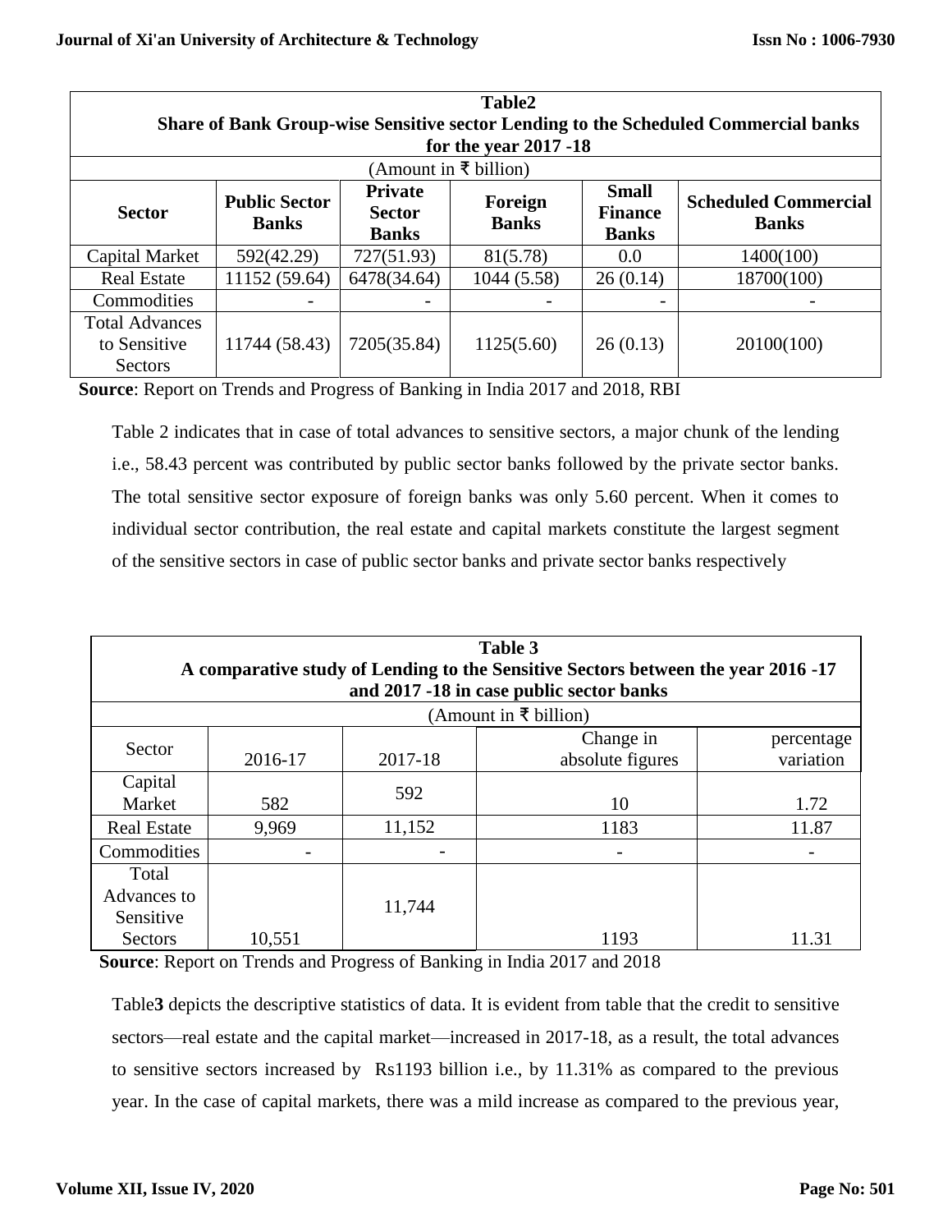**Table2**
**Share of Bank Group-wise Sensitive sector Lending to the Scheduled Commercial banks for the year 2017 -18**

(Amount in ₹ billion)

| Sector | Public Sector Banks | Private Sector Banks | Foreign Banks | Small Finance Banks | Scheduled Commercial Banks |
|---|---|---|---|---|---|
| Capital Market | 592(42.29) | 727(51.93) | 81(5.78) | 0.0 | 1400(100) |
| Real Estate | 11152 (59.64) | 6478(34.64) | 1044 (5.58) | 26 (0.14) | 18700(100) |
| Commodities | - | - | - | - | - |
| Total Advances to Sensitive Sectors | 11744 (58.43) | 7205(35.84) | 1125(5.60) | 26 (0.13) | 20100(100) |

**Source**: Report on Trends and Progress of Banking in India 2017 and 2018, RBI

Table 2 indicates that in case of total advances to sensitive sectors, a major chunk of the lending i.e., 58.43 percent was contributed by public sector banks followed by the private sector banks. The total sensitive sector exposure of foreign banks was only 5.60 percent. When it comes to individual sector contribution, the real estate and capital markets constitute the largest segment of the sensitive sectors in case of public sector banks and private sector banks respectively

**Table 3**
**A comparative study of Lending to the Sensitive Sectors between the year 2016 -17 and 2017 -18 in case public sector banks**

(Amount in ₹ billion)

| Sector | 2016-17 | 2017-18 | Change in absolute figures | percentage variation |
|---|---|---|---|---|
| Capital Market | 582 | 592 | 10 | 1.72 |
| Real Estate | 9,969 | 11,152 | 1183 | 11.87 |
| Commodities | - | - | - | - |
| Total Advances to Sensitive Sectors | 10,551 | 11,744 | 1193 | 11.31 |

**Source**: Report on Trends and Progress of Banking in India 2017 and 2018

Table**3** depicts the descriptive statistics of data. It is evident from table that the credit to sensitive sectors—real estate and the capital market—increased in 2017-18, as a result, the total advances to sensitive sectors increased by Rs1193 billion i.e., by 11.31% as compared to the previous year. In the case of capital markets, there was a mild increase as compared to the previous year,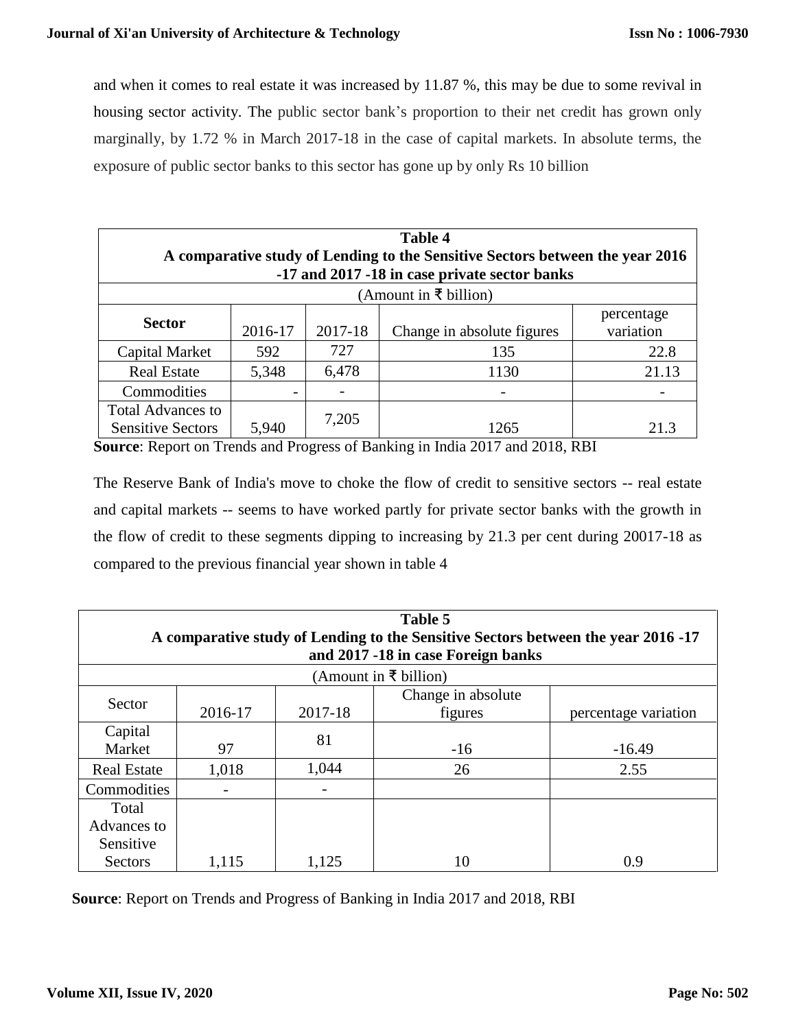and when it comes to real estate it was increased by 11.87 %, this may be due to some revival in housing sector activity. The public sector bank's proportion to their net credit has grown only marginally, by 1.72 % in March 2017-18 in the case of capital markets. In absolute terms, the exposure of public sector banks to this sector has gone up by only Rs 10 billion

**Table 4**
**A comparative study of Lending to the Sensitive Sectors between the year 2016 -17 and 2017 -18 in case private sector banks**

(Amount in ₹ billion)

| Sector | 2016-17 | 2017-18 | Change in absolute figures | percentage variation |
|---|---|---|---|---|
| Capital Market | 592 | 727 | 135 | 22.8 |
| Real Estate | 5,348 | 6,478 | 1130 | 21.13 |
| Commodities | - | - | - | - |
| Total Advances to Sensitive Sectors | 5,940 | 7,205 | 1265 | 21.3 |

**Source**: Report on Trends and Progress of Banking in India 2017 and 2018, RBI

The Reserve Bank of India's move to choke the flow of credit to sensitive sectors -- real estate and capital markets -- seems to have worked partly for private sector banks with the growth in the flow of credit to these segments dipping to increasing by 21.3 per cent during 20017-18 as compared to the previous financial year shown in table 4

**Table 5**
**A comparative study of Lending to the Sensitive Sectors between the year 2016 -17 and 2017 -18 in case Foreign banks**

(Amount in ₹ billion)

| Sector | 2016-17 | 2017-18 | Change in absolute figures | percentage variation |
|---|---|---|---|---|
| Capital Market | 97 | 81 | -16 | -16.49 |
| Real Estate | 1,018 | 1,044 | 26 | 2.55 |
| Commodities | - | - | | |
| Total Advances to Sensitive Sectors | 1,115 | 1,125 | 10 | 0.9 |

**Source**: Report on Trends and Progress of Banking in India 2017 and 2018, RBI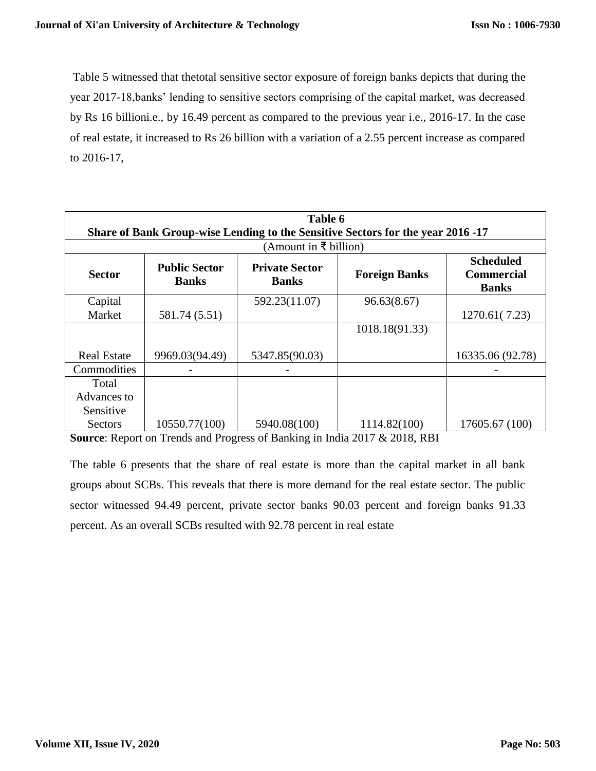Table 5 witnessed that thetotal sensitive sector exposure of foreign banks depicts that during the year 2017-18,banks' lending to sensitive sectors comprising of the capital market, was decreased by Rs 16 billioni.e., by 16.49 percent as compared to the previous year i.e., 2016-17. In the case of real estate, it increased to Rs 26 billion with a variation of a 2.55 percent increase as compared to 2016-17,

**Table 6**
**Share of Bank Group-wise Lending to the Sensitive Sectors for the year 2016 -17**

(Amount in ₹ billion)

| Sector | Public Sector Banks | Private Sector Banks | Foreign Banks | Scheduled Commercial Banks |
|---|---|---|---|---|
| Capital Market | 581.74 (5.51) | 592.23(11.07) | 96.63(8.67) | 1270.61( 7.23) |
| Real Estate | 9969.03(94.49) | 5347.85(90.03) | 1018.18(91.33) | 16335.06 (92.78) |
| Commodities | - | - | | - |
| Total Advances to Sensitive Sectors | 10550.77(100) | 5940.08(100) | 1114.82(100) | 17605.67 (100) |

**Source**: Report on Trends and Progress of Banking in India 2017 & 2018, RBI

The table 6 presents that the share of real estate is more than the capital market in all bank groups about SCBs. This reveals that there is more demand for the real estate sector. The public sector witnessed 94.49 percent, private sector banks 90.03 percent and foreign banks 91.33 percent. As an overall SCBs resulted with 92.78 percent in real estate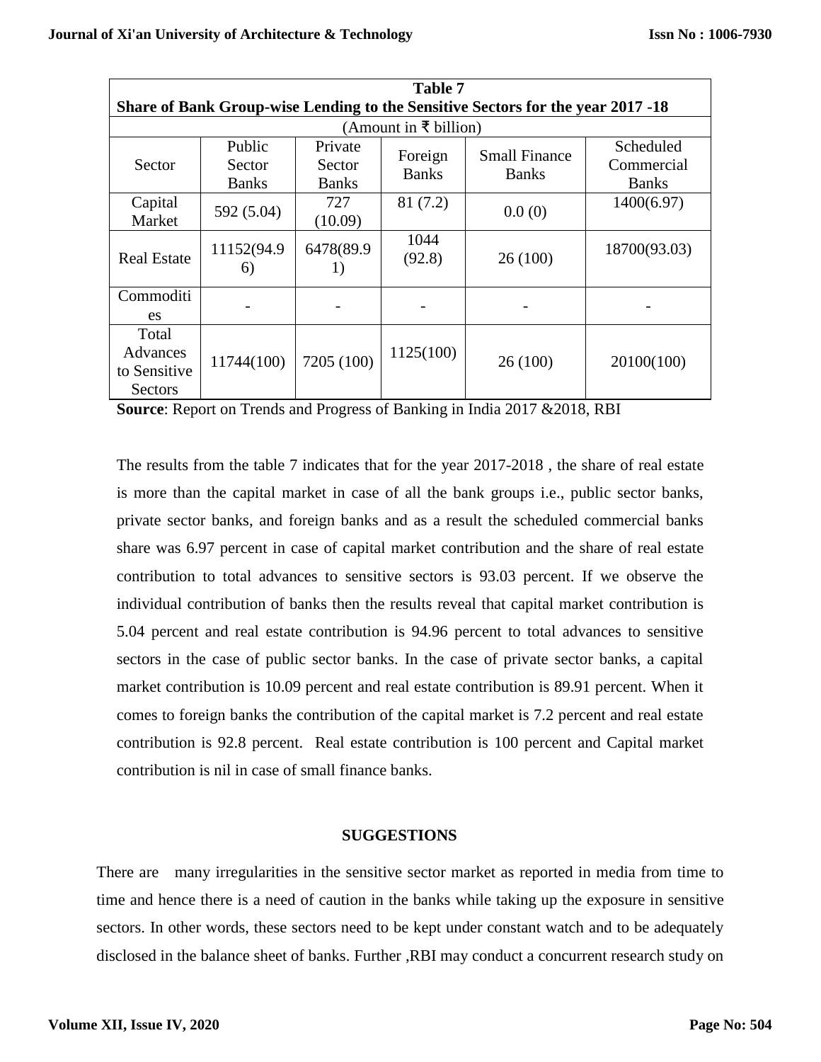**Table 7**
**Share of Bank Group-wise Lending to the Sensitive Sectors for the year 2017 -18**

(Amount in ₹ billion)

| Sector | Public Sector Banks | Private Sector Banks | Foreign Banks | Small Finance Banks | Scheduled Commercial Banks |
|---|---|---|---|---|---|
| Capital Market | 592 (5.04) | 727 (10.09) | 81 (7.2) | 0.0 (0) | 1400(6.97) |
| Real Estate | 11152(94.96) | 6478(89.91) | 1044 (92.8) | 26 (100) | 18700(93.03) |
| Commodities | - | - | - | - | - |
| Total Advances to Sensitive Sectors | 11744(100) | 7205 (100) | 1125(100) | 26 (100) | 20100(100) |

**Source**: Report on Trends and Progress of Banking in India 2017 &2018, RBI

The results from the table 7 indicates that for the year 2017-2018 , the share of real estate is more than the capital market in case of all the bank groups i.e., public sector banks, private sector banks, and foreign banks and as a result the scheduled commercial banks share was 6.97 percent in case of capital market contribution and the share of real estate contribution to total advances to sensitive sectors is 93.03 percent. If we observe the individual contribution of banks then the results reveal that capital market contribution is 5.04 percent and real estate contribution is 94.96 percent to total advances to sensitive sectors in the case of public sector banks. In the case of private sector banks, a capital market contribution is 10.09 percent and real estate contribution is 89.91 percent. When it comes to foreign banks the contribution of the capital market is 7.2 percent and real estate contribution is 92.8 percent. Real estate contribution is 100 percent and Capital market contribution is nil in case of small finance banks.

## SUGGESTIONS

There are many irregularities in the sensitive sector market as reported in media from time to time and hence there is a need of caution in the banks while taking up the exposure in sensitive sectors. In other words, these sectors need to be kept under constant watch and to be adequately disclosed in the balance sheet of banks. Further ,RBI may conduct a concurrent research study on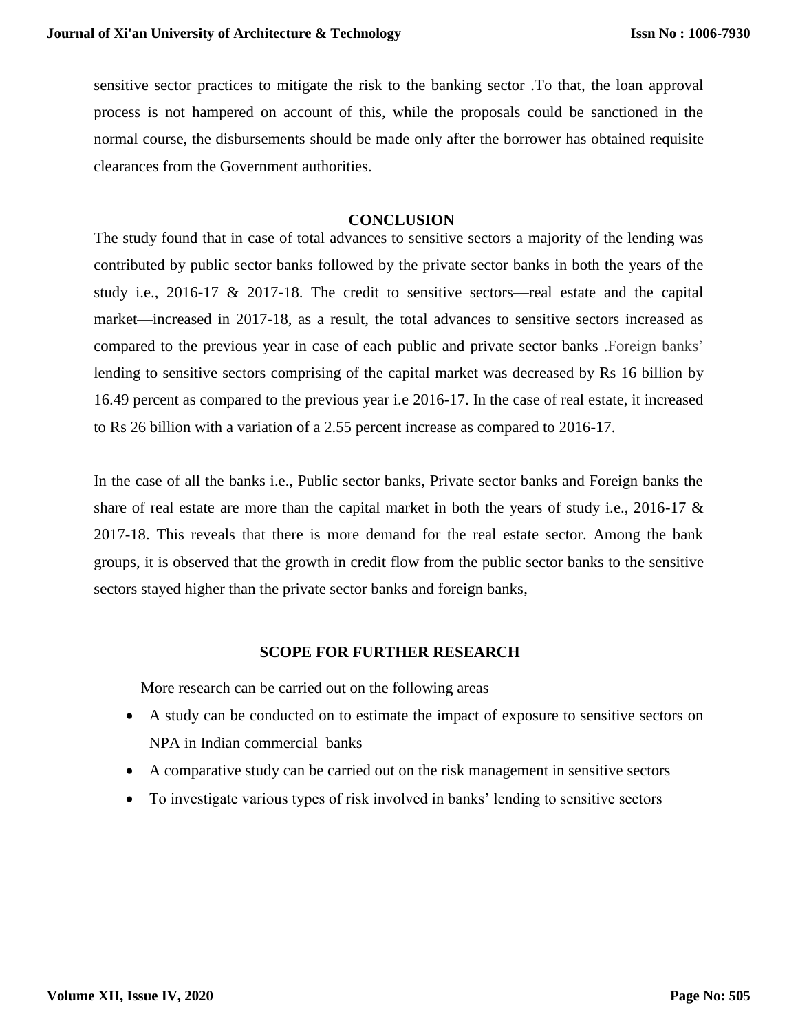sensitive sector practices to mitigate the risk to the banking sector .To that, the loan approval process is not hampered on account of this, while the proposals could be sanctioned in the normal course, the disbursements should be made only after the borrower has obtained requisite clearances from the Government authorities.

## CONCLUSION

The study found that in case of total advances to sensitive sectors a majority of the lending was contributed by public sector banks followed by the private sector banks in both the years of the study i.e., 2016-17 & 2017-18. The credit to sensitive sectors—real estate and the capital market—increased in 2017-18, as a result, the total advances to sensitive sectors increased as compared to the previous year in case of each public and private sector banks .Foreign banks' lending to sensitive sectors comprising of the capital market was decreased by Rs 16 billion by 16.49 percent as compared to the previous year i.e 2016-17. In the case of real estate, it increased to Rs 26 billion with a variation of a 2.55 percent increase as compared to 2016-17.

In the case of all the banks i.e., Public sector banks, Private sector banks and Foreign banks the share of real estate are more than the capital market in both the years of study i.e., 2016-17 & 2017-18. This reveals that there is more demand for the real estate sector. Among the bank groups, it is observed that the growth in credit flow from the public sector banks to the sensitive sectors stayed higher than the private sector banks and foreign banks,

## SCOPE FOR FURTHER RESEARCH

More research can be carried out on the following areas

- A study can be conducted on to estimate the impact of exposure to sensitive sectors on NPA in Indian commercial banks
- A comparative study can be carried out on the risk management in sensitive sectors
- To investigate various types of risk involved in banks' lending to sensitive sectors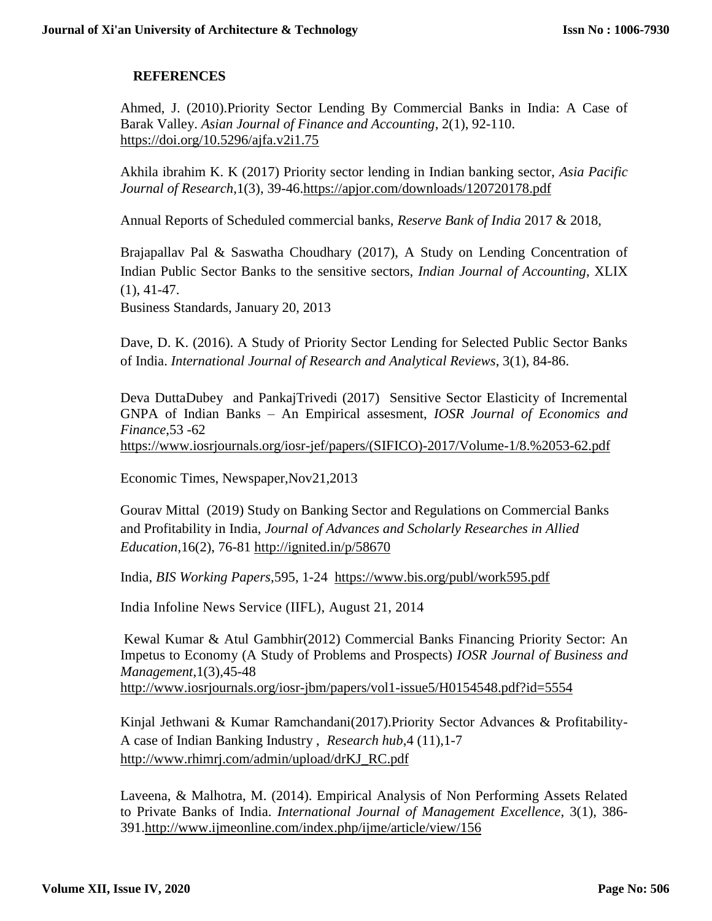## REFERENCES

Ahmed, J. (2010).Priority Sector Lending By Commercial Banks in India: A Case of Barak Valley. *Asian Journal of Finance and Accounting*, 2(1), 92-110. https://doi.org/10.5296/ajfa.v2i1.75

Akhila ibrahim K. K (2017) Priority sector lending in Indian banking sector, *Asia Pacific Journal of Research*,1(3), 39-46.https://apjor.com/downloads/120720178.pdf

Annual Reports of Scheduled commercial banks, *Reserve Bank of India* 2017 & 2018,

Brajapallav Pal & Saswatha Choudhary (2017), A Study on Lending Concentration of Indian Public Sector Banks to the sensitive sectors, *Indian Journal of Accounting*, XLIX (1), 41-47.
Business Standards, January 20, 2013

Dave, D. K. (2016). A Study of Priority Sector Lending for Selected Public Sector Banks of India. *International Journal of Research and Analytical Reviews*, 3(1), 84-86.

Deva DuttaDubey and PankajTrivedi (2017) Sensitive Sector Elasticity of Incremental GNPA of Indian Banks – An Empirical assesment, *IOSR Journal of Economics and Finance*,53 -62
https://www.iosrjournals.org/iosr-jef/papers/(SIFICO)-2017/Volume-1/8.%2053-62.pdf

Economic Times, Newspaper,Nov21,2013

Gourav Mittal (2019) Study on Banking Sector and Regulations on Commercial Banks and Profitability in India, *Journal of Advances and Scholarly Researches in Allied Education*,16(2), 76-81 http://ignited.in/p/58670

India, *BIS Working Papers*,595, 1-24 https://www.bis.org/publ/work595.pdf

India Infoline News Service (IIFL), August 21, 2014

Kewal Kumar & Atul Gambhir(2012) Commercial Banks Financing Priority Sector: An Impetus to Economy (A Study of Problems and Prospects) *IOSR Journal of Business and Management*,1(3),45-48
http://www.iosrjournals.org/iosr-jbm/papers/vol1-issue5/H0154548.pdf?id=5554

Kinjal Jethwani & Kumar Ramchandani(2017).Priority Sector Advances & Profitability-A case of Indian Banking Industry , *Research hub*,4 (11),1-7
http://www.rhimrj.com/admin/upload/drKJ_RC.pdf

Laveena, & Malhotra, M. (2014). Empirical Analysis of Non Performing Assets Related to Private Banks of India. *International Journal of Management Excellence*, 3(1), 386-391.http://www.ijmeonline.com/index.php/ijme/article/view/156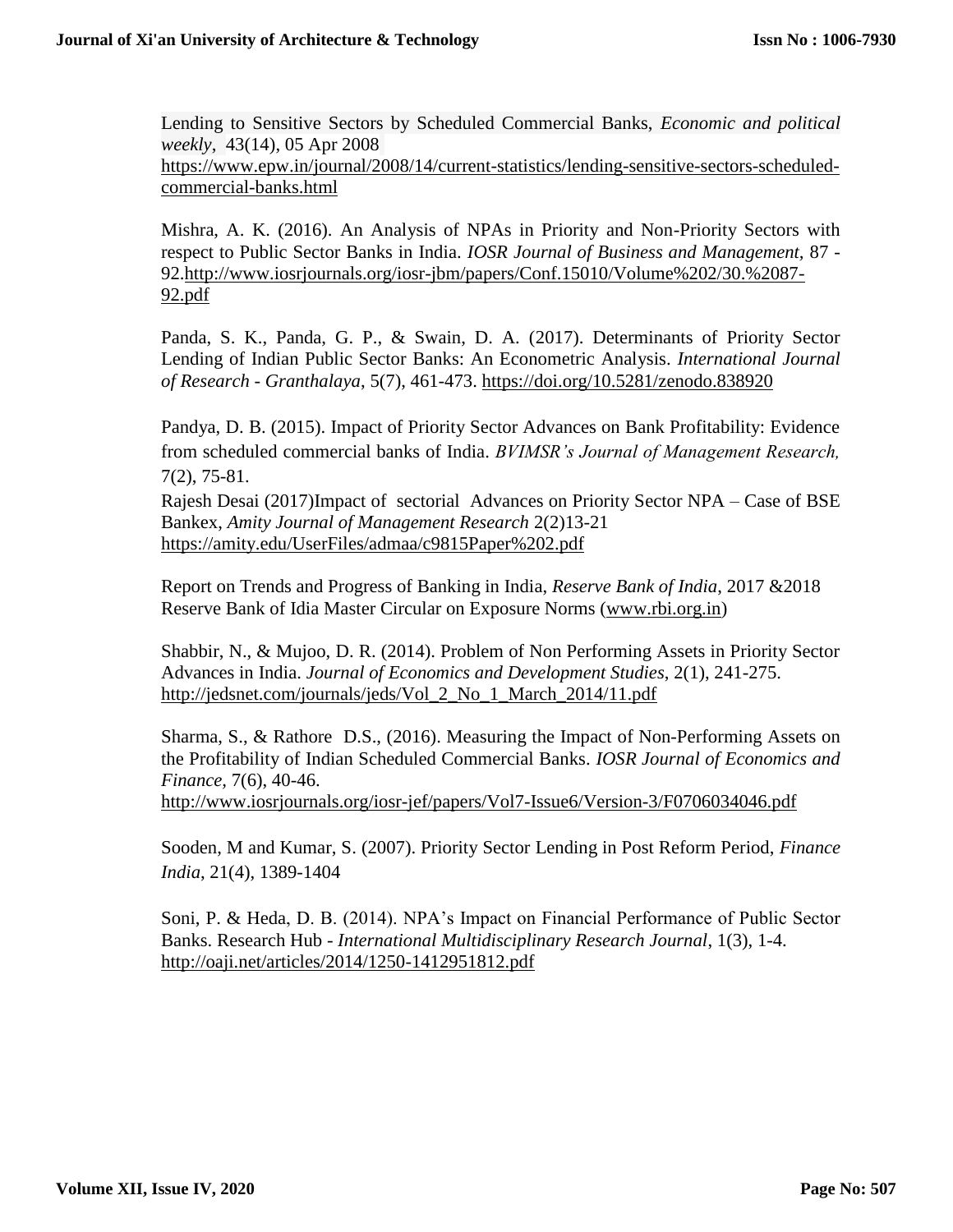Lending to Sensitive Sectors by Scheduled Commercial Banks, *Economic and political weekly*, 43(14), 05 Apr 2008 https://www.epw.in/journal/2008/14/current-statistics/lending-sensitive-sectors-scheduled-commercial-banks.html

Mishra, A. K. (2016). An Analysis of NPAs in Priority and Non-Priority Sectors with respect to Public Sector Banks in India. *IOSR Journal of Business and Management,* 87 - 92.http://www.iosrjournals.org/iosr-jbm/papers/Conf.15010/Volume%202/30.%2087-92.pdf

Panda, S. K., Panda, G. P., & Swain, D. A. (2017). Determinants of Priority Sector Lending of Indian Public Sector Banks: An Econometric Analysis. *International Journal of Research - Granthalaya*, 5(7), 461-473. https://doi.org/10.5281/zenodo.838920

Pandya, D. B. (2015). Impact of Priority Sector Advances on Bank Profitability: Evidence from scheduled commercial banks of India. *BVIMSR's Journal of Management Research,* 7(2), 75-81.

Rajesh Desai (2017)Impact of sectorial Advances on Priority Sector NPA – Case of BSE Bankex, *Amity Journal of Management Research* 2(2)13-21 https://amity.edu/UserFiles/admaa/c9815Paper%202.pdf

Report on Trends and Progress of Banking in India, *Reserve Bank of India*, 2017 &2018 Reserve Bank of Idia Master Circular on Exposure Norms (www.rbi.org.in)

Shabbir, N., & Mujoo, D. R. (2014). Problem of Non Performing Assets in Priority Sector Advances in India. *Journal of Economics and Development Studies*, 2(1), 241-275. http://jedsnet.com/journals/jeds/Vol_2_No_1_March_2014/11.pdf

Sharma, S., & Rathore D.S., (2016). Measuring the Impact of Non-Performing Assets on the Profitability of Indian Scheduled Commercial Banks. *IOSR Journal of Economics and Finance,* 7(6), 40-46. http://www.iosrjournals.org/iosr-jef/papers/Vol7-Issue6/Version-3/F0706034046.pdf

Sooden, M and Kumar, S. (2007). Priority Sector Lending in Post Reform Period, *Finance India*, 21(4), 1389-1404

Soni, P. & Heda, D. B. (2014). NPA's Impact on Financial Performance of Public Sector Banks. Research Hub - *International Multidisciplinary Research Journal*, 1(3), 1-4. http://oaji.net/articles/2014/1250-1412951812.pdf